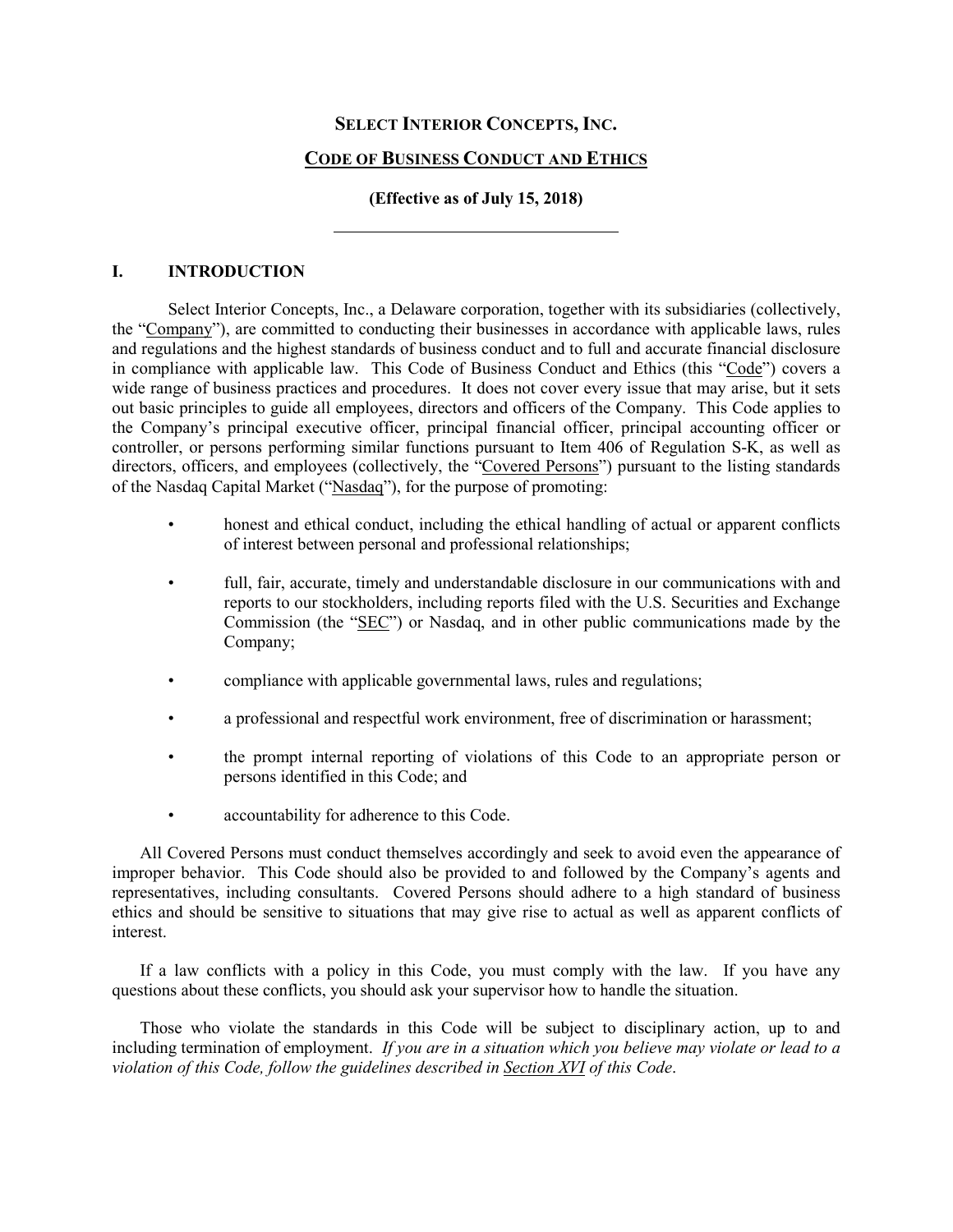# SELECT INTERIOR CONCEPTS, INC.

## CODE OF BUSINESS CONDUCT AND ETHICS

**(Effective as of July 15, 2018)**

---

## I. INTRODUCTION

Select Interior Concepts, Inc., a Delaware corporation, together with its subsidiaries (collectively, the "Company"), are committed to conducting their businesses in accordance with applicable laws, rules and regulations and the highest standards of business conduct and to full and accurate financial disclosure in compliance with applicable law. This Code of Business Conduct and Ethics (this "Code") covers a wide range of business practices and procedures. It does not cover every issue that may arise, but it sets out basic principles to guide all employees, directors and officers of the Company. This Code applies to the Company's principal executive officer, principal financial officer, principal accounting officer or controller, or persons performing similar functions pursuant to Item 406 of Regulation S-K, as well as directors, officers, and employees (collectively, the "Covered Persons") pursuant to the listing standards of the Nasdaq Capital Market ("Nasdaq"), for the purpose of promoting:

- honest and ethical conduct, including the ethical handling of actual or apparent conflicts of interest between personal and professional relationships;
- full, fair, accurate, timely and understandable disclosure in our communications with and reports to our stockholders, including reports filed with the U.S. Securities and Exchange Commission (the "SEC") or Nasdaq, and in other public communications made by the Company;
- compliance with applicable governmental laws, rules and regulations;
- a professional and respectful work environment, free of discrimination or harassment;
- the prompt internal reporting of violations of this Code to an appropriate person or persons identified in this Code; and
- accountability for adherence to this Code.

All Covered Persons must conduct themselves accordingly and seek to avoid even the appearance of improper behavior. This Code should also be provided to and followed by the Company's agents and representatives, including consultants. Covered Persons should adhere to a high standard of business ethics and should be sensitive to situations that may give rise to actual as well as apparent conflicts of interest.

If a law conflicts with a policy in this Code, you must comply with the law. If you have any questions about these conflicts, you should ask your supervisor how to handle the situation.

Those who violate the standards in this Code will be subject to disciplinary action, up to and including termination of employment. *If you are in a situation which you believe may violate or lead to a violation of this Code, follow the guidelines described in Section XVI of this Code*.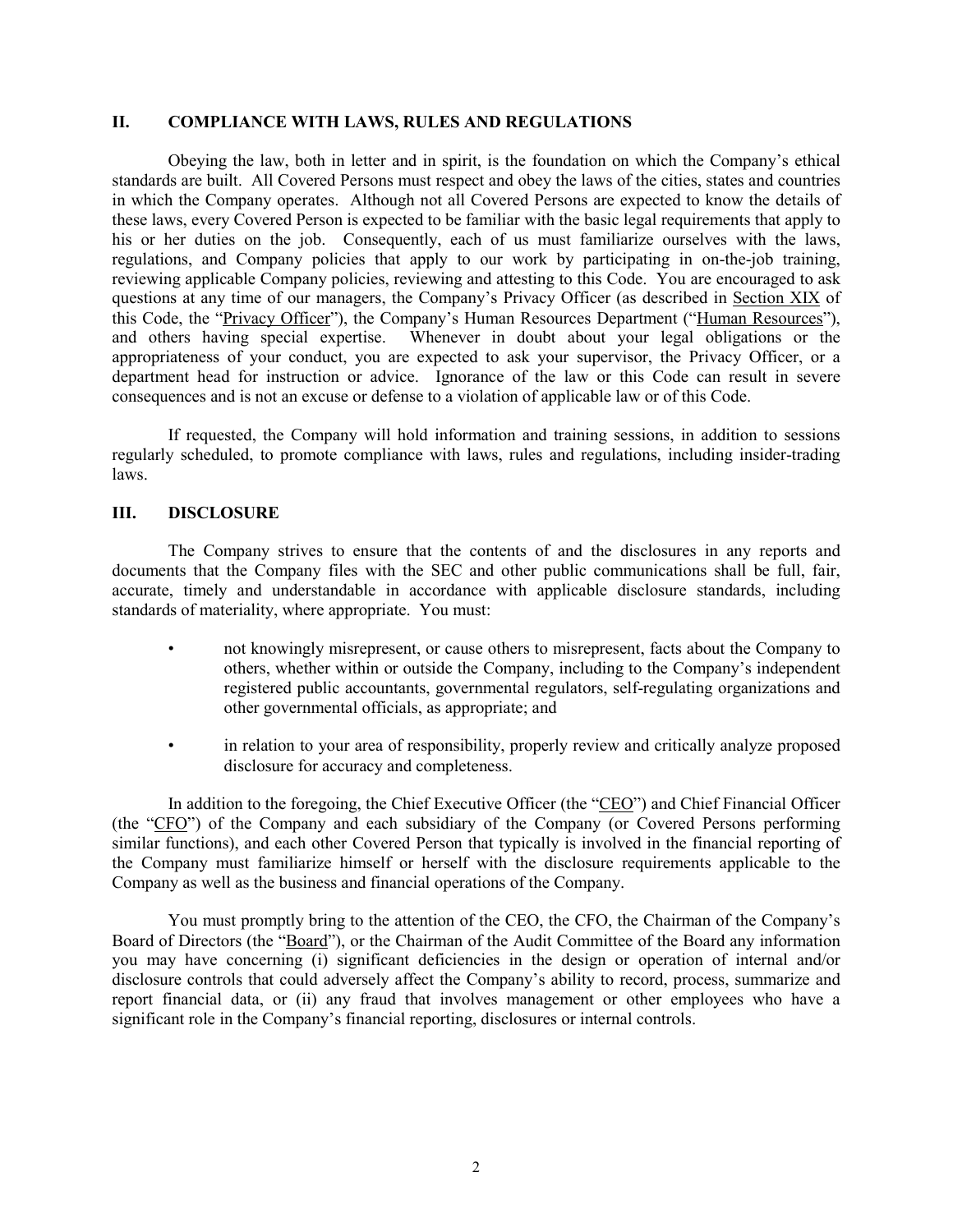## II. COMPLIANCE WITH LAWS, RULES AND REGULATIONS

Obeying the law, both in letter and in spirit, is the foundation on which the Company's ethical standards are built. All Covered Persons must respect and obey the laws of the cities, states and countries in which the Company operates. Although not all Covered Persons are expected to know the details of these laws, every Covered Person is expected to be familiar with the basic legal requirements that apply to his or her duties on the job. Consequently, each of us must familiarize ourselves with the laws, regulations, and Company policies that apply to our work by participating in on-the-job training, reviewing applicable Company policies, reviewing and attesting to this Code. You are encouraged to ask questions at any time of our managers, the Company's Privacy Officer (as described in Section XIX of this Code, the "Privacy Officer"), the Company's Human Resources Department ("Human Resources"), and others having special expertise. Whenever in doubt about your legal obligations or the appropriateness of your conduct, you are expected to ask your supervisor, the Privacy Officer, or a department head for instruction or advice. Ignorance of the law or this Code can result in severe consequences and is not an excuse or defense to a violation of applicable law or of this Code.

If requested, the Company will hold information and training sessions, in addition to sessions regularly scheduled, to promote compliance with laws, rules and regulations, including insider-trading laws.

## III. DISCLOSURE

The Company strives to ensure that the contents of and the disclosures in any reports and documents that the Company files with the SEC and other public communications shall be full, fair, accurate, timely and understandable in accordance with applicable disclosure standards, including standards of materiality, where appropriate. You must:

- not knowingly misrepresent, or cause others to misrepresent, facts about the Company to others, whether within or outside the Company, including to the Company's independent registered public accountants, governmental regulators, self-regulating organizations and other governmental officials, as appropriate; and
- in relation to your area of responsibility, properly review and critically analyze proposed disclosure for accuracy and completeness.

In addition to the foregoing, the Chief Executive Officer (the "CEO") and Chief Financial Officer (the "CFO") of the Company and each subsidiary of the Company (or Covered Persons performing similar functions), and each other Covered Person that typically is involved in the financial reporting of the Company must familiarize himself or herself with the disclosure requirements applicable to the Company as well as the business and financial operations of the Company.

You must promptly bring to the attention of the CEO, the CFO, the Chairman of the Company's Board of Directors (the "Board"), or the Chairman of the Audit Committee of the Board any information you may have concerning (i) significant deficiencies in the design or operation of internal and/or disclosure controls that could adversely affect the Company's ability to record, process, summarize and report financial data, or (ii) any fraud that involves management or other employees who have a significant role in the Company's financial reporting, disclosures or internal controls.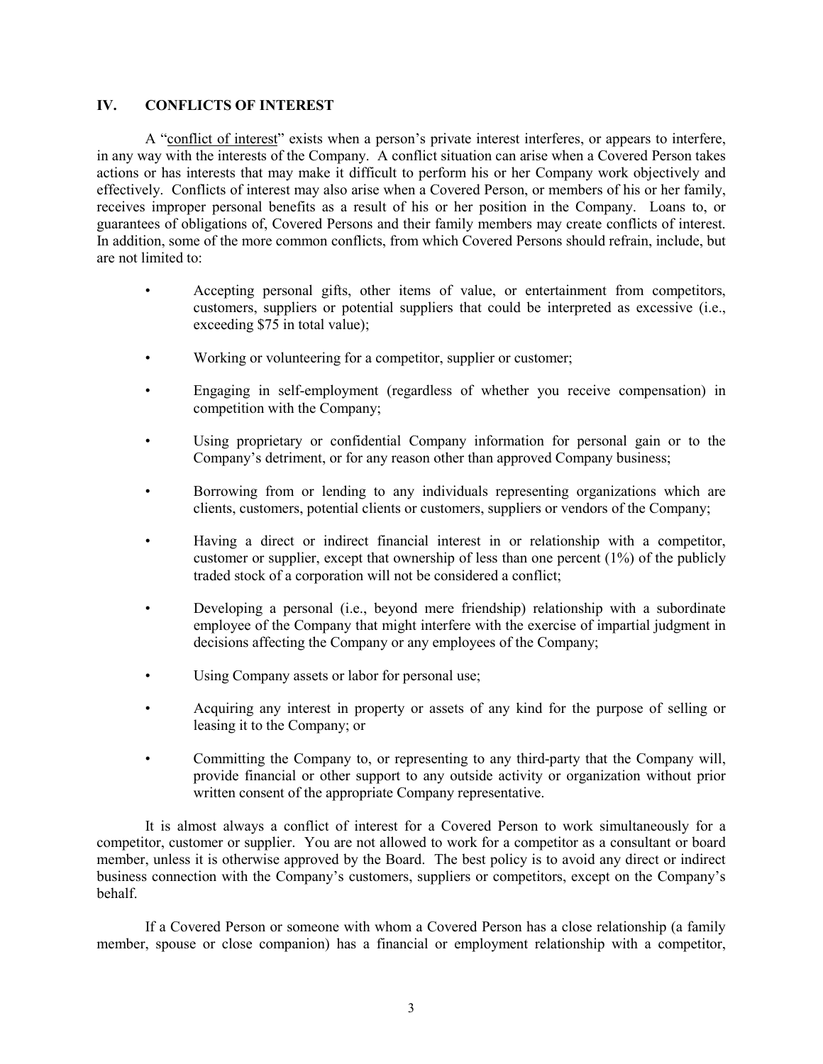## IV. CONFLICTS OF INTEREST

A "conflict of interest" exists when a person's private interest interferes, or appears to interfere, in any way with the interests of the Company. A conflict situation can arise when a Covered Person takes actions or has interests that may make it difficult to perform his or her Company work objectively and effectively. Conflicts of interest may also arise when a Covered Person, or members of his or her family, receives improper personal benefits as a result of his or her position in the Company. Loans to, or guarantees of obligations of, Covered Persons and their family members may create conflicts of interest. In addition, some of the more common conflicts, from which Covered Persons should refrain, include, but are not limited to:

- Accepting personal gifts, other items of value, or entertainment from competitors, customers, suppliers or potential suppliers that could be interpreted as excessive (i.e., exceeding $75 in total value);
- Working or volunteering for a competitor, supplier or customer;
- Engaging in self-employment (regardless of whether you receive compensation) in competition with the Company;
- Using proprietary or confidential Company information for personal gain or to the Company's detriment, or for any reason other than approved Company business;
- Borrowing from or lending to any individuals representing organizations which are clients, customers, potential clients or customers, suppliers or vendors of the Company;
- Having a direct or indirect financial interest in or relationship with a competitor, customer or supplier, except that ownership of less than one percent (1%) of the publicly traded stock of a corporation will not be considered a conflict;
- Developing a personal (i.e., beyond mere friendship) relationship with a subordinate employee of the Company that might interfere with the exercise of impartial judgment in decisions affecting the Company or any employees of the Company;
- Using Company assets or labor for personal use;
- Acquiring any interest in property or assets of any kind for the purpose of selling or leasing it to the Company; or
- Committing the Company to, or representing to any third-party that the Company will, provide financial or other support to any outside activity or organization without prior written consent of the appropriate Company representative.

It is almost always a conflict of interest for a Covered Person to work simultaneously for a competitor, customer or supplier. You are not allowed to work for a competitor as a consultant or board member, unless it is otherwise approved by the Board. The best policy is to avoid any direct or indirect business connection with the Company's customers, suppliers or competitors, except on the Company's behalf.

If a Covered Person or someone with whom a Covered Person has a close relationship (a family member, spouse or close companion) has a financial or employment relationship with a competitor,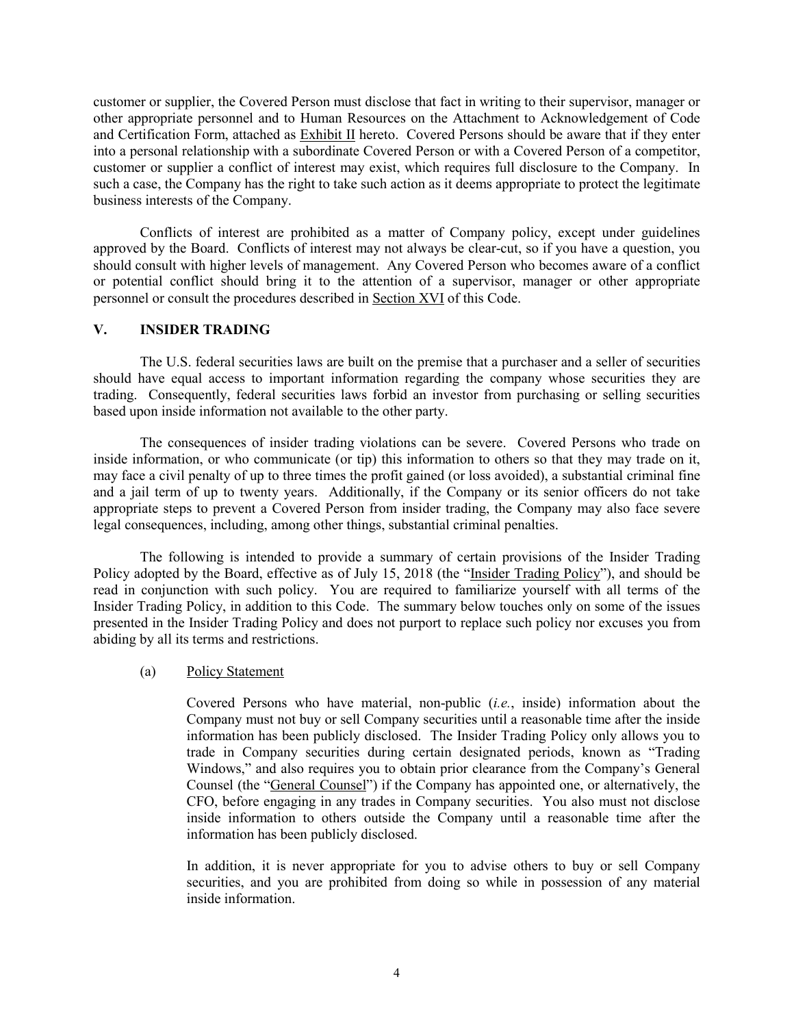customer or supplier, the Covered Person must disclose that fact in writing to their supervisor, manager or other appropriate personnel and to Human Resources on the Attachment to Acknowledgement of Code and Certification Form, attached as Exhibit II hereto. Covered Persons should be aware that if they enter into a personal relationship with a subordinate Covered Person or with a Covered Person of a competitor, customer or supplier a conflict of interest may exist, which requires full disclosure to the Company. In such a case, the Company has the right to take such action as it deems appropriate to protect the legitimate business interests of the Company.

Conflicts of interest are prohibited as a matter of Company policy, except under guidelines approved by the Board. Conflicts of interest may not always be clear-cut, so if you have a question, you should consult with higher levels of management. Any Covered Person who becomes aware of a conflict or potential conflict should bring it to the attention of a supervisor, manager or other appropriate personnel or consult the procedures described in Section XVI of this Code.

## V. INSIDER TRADING

The U.S. federal securities laws are built on the premise that a purchaser and a seller of securities should have equal access to important information regarding the company whose securities they are trading. Consequently, federal securities laws forbid an investor from purchasing or selling securities based upon inside information not available to the other party.

The consequences of insider trading violations can be severe. Covered Persons who trade on inside information, or who communicate (or tip) this information to others so that they may trade on it, may face a civil penalty of up to three times the profit gained (or loss avoided), a substantial criminal fine and a jail term of up to twenty years. Additionally, if the Company or its senior officers do not take appropriate steps to prevent a Covered Person from insider trading, the Company may also face severe legal consequences, including, among other things, substantial criminal penalties.

The following is intended to provide a summary of certain provisions of the Insider Trading Policy adopted by the Board, effective as of July 15, 2018 (the "Insider Trading Policy"), and should be read in conjunction with such policy. You are required to familiarize yourself with all terms of the Insider Trading Policy, in addition to this Code. The summary below touches only on some of the issues presented in the Insider Trading Policy and does not purport to replace such policy nor excuses you from abiding by all its terms and restrictions.

(a) Policy Statement

Covered Persons who have material, non-public (*i.e.*, inside) information about the Company must not buy or sell Company securities until a reasonable time after the inside information has been publicly disclosed. The Insider Trading Policy only allows you to trade in Company securities during certain designated periods, known as "Trading Windows," and also requires you to obtain prior clearance from the Company's General Counsel (the "General Counsel") if the Company has appointed one, or alternatively, the CFO, before engaging in any trades in Company securities. You also must not disclose inside information to others outside the Company until a reasonable time after the information has been publicly disclosed.

In addition, it is never appropriate for you to advise others to buy or sell Company securities, and you are prohibited from doing so while in possession of any material inside information.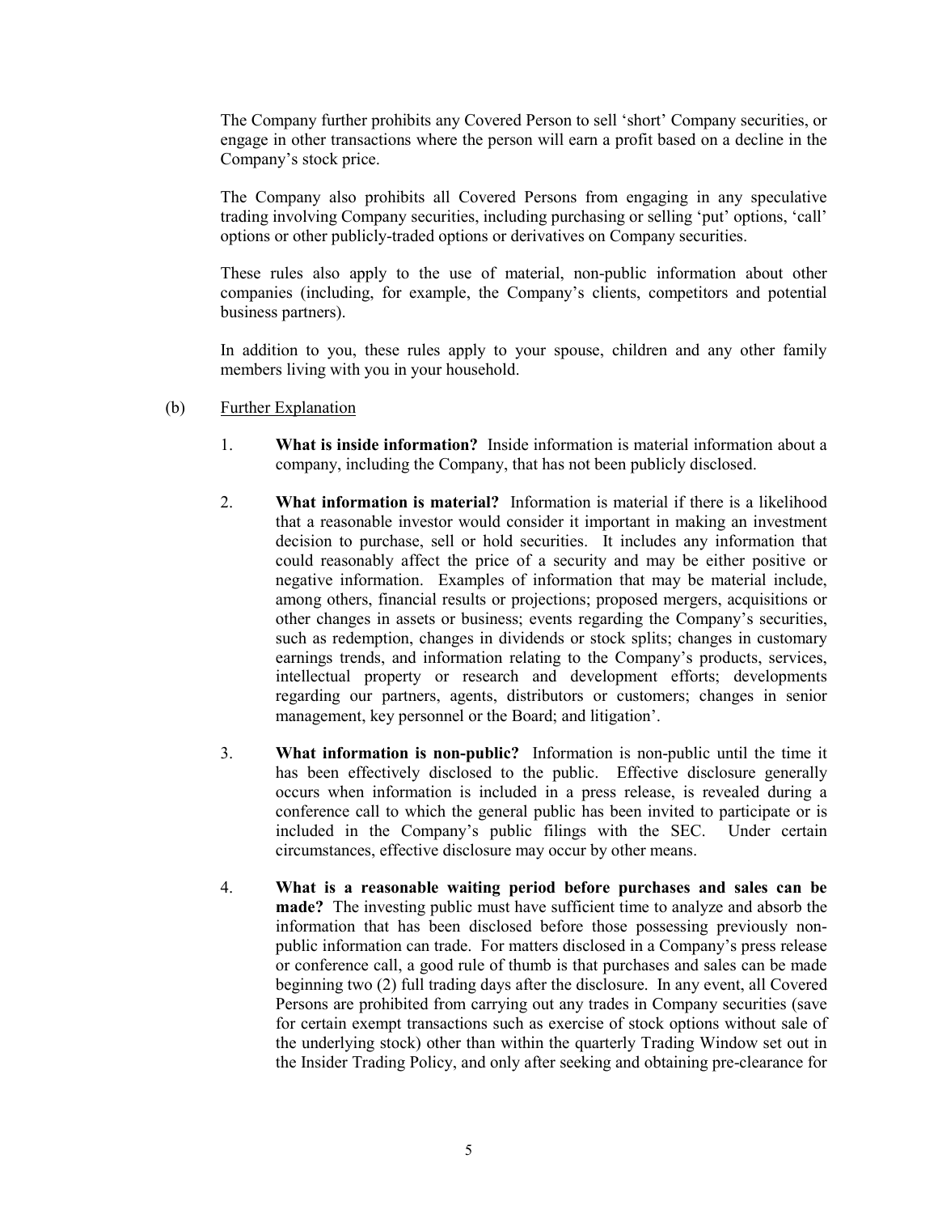The Company further prohibits any Covered Person to sell 'short' Company securities, or engage in other transactions where the person will earn a profit based on a decline in the Company's stock price.

The Company also prohibits all Covered Persons from engaging in any speculative trading involving Company securities, including purchasing or selling 'put' options, 'call' options or other publicly-traded options or derivatives on Company securities.

These rules also apply to the use of material, non-public information about other companies (including, for example, the Company's clients, competitors and potential business partners).

In addition to you, these rules apply to your spouse, children and any other family members living with you in your household.

(b) Further Explanation

1. **What is inside information?** Inside information is material information about a company, including the Company, that has not been publicly disclosed.

2. **What information is material?** Information is material if there is a likelihood that a reasonable investor would consider it important in making an investment decision to purchase, sell or hold securities. It includes any information that could reasonably affect the price of a security and may be either positive or negative information. Examples of information that may be material include, among others, financial results or projections; proposed mergers, acquisitions or other changes in assets or business; events regarding the Company's securities, such as redemption, changes in dividends or stock splits; changes in customary earnings trends, and information relating to the Company's products, services, intellectual property or research and development efforts; developments regarding our partners, agents, distributors or customers; changes in senior management, key personnel or the Board; and litigation'.

3. **What information is non-public?** Information is non-public until the time it has been effectively disclosed to the public. Effective disclosure generally occurs when information is included in a press release, is revealed during a conference call to which the general public has been invited to participate or is included in the Company's public filings with the SEC. Under certain circumstances, effective disclosure may occur by other means.

4. **What is a reasonable waiting period before purchases and sales can be made?** The investing public must have sufficient time to analyze and absorb the information that has been disclosed before those possessing previously non-public information can trade. For matters disclosed in a Company's press release or conference call, a good rule of thumb is that purchases and sales can be made beginning two (2) full trading days after the disclosure. In any event, all Covered Persons are prohibited from carrying out any trades in Company securities (save for certain exempt transactions such as exercise of stock options without sale of the underlying stock) other than within the quarterly Trading Window set out in the Insider Trading Policy, and only after seeking and obtaining pre-clearance for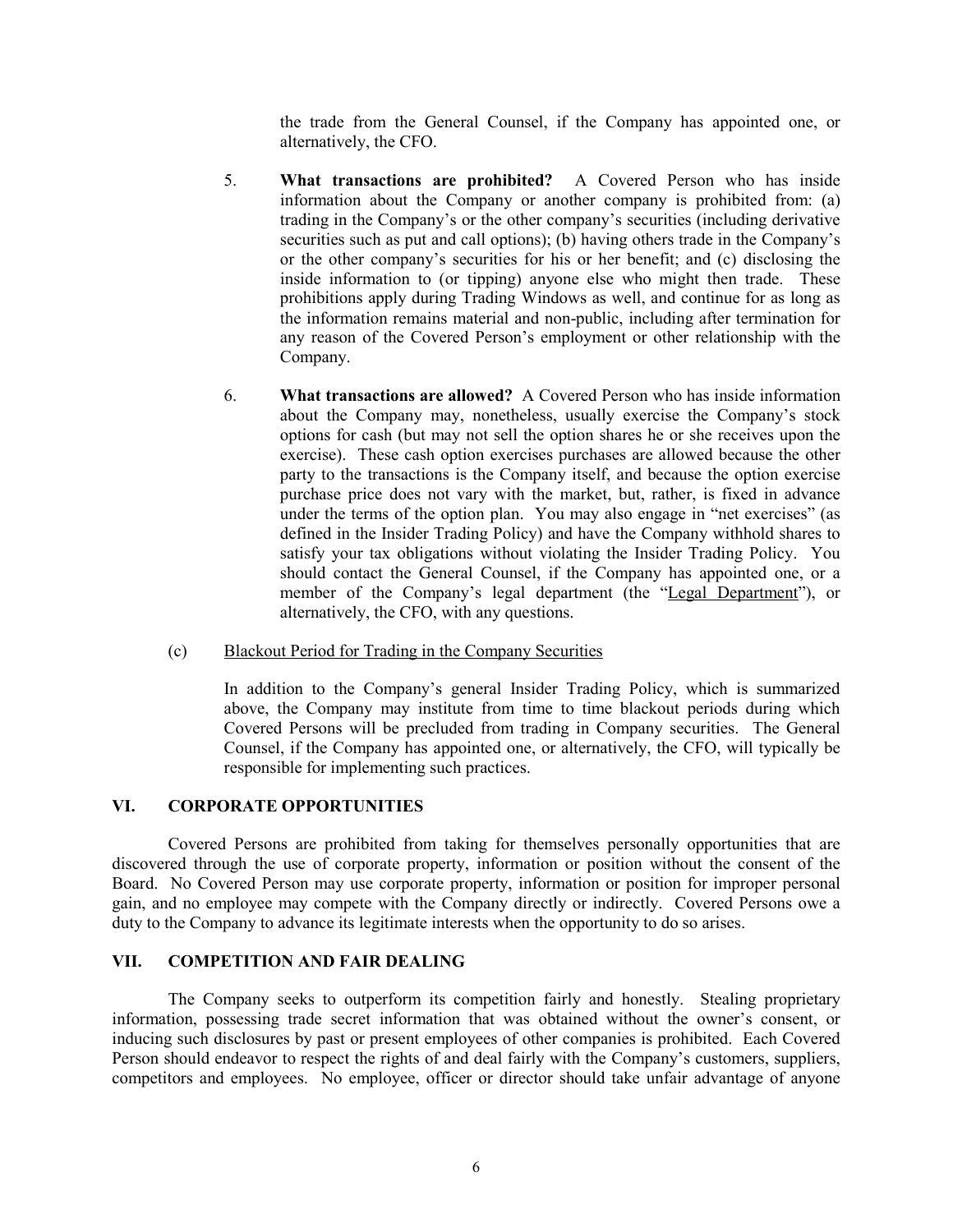the trade from the General Counsel, if the Company has appointed one, or alternatively, the CFO.

5. **What transactions are prohibited?** A Covered Person who has inside information about the Company or another company is prohibited from: (a) trading in the Company's or the other company's securities (including derivative securities such as put and call options); (b) having others trade in the Company's or the other company's securities for his or her benefit; and (c) disclosing the inside information to (or tipping) anyone else who might then trade. These prohibitions apply during Trading Windows as well, and continue for as long as the information remains material and non-public, including after termination for any reason of the Covered Person's employment or other relationship with the Company.

6. **What transactions are allowed?** A Covered Person who has inside information about the Company may, nonetheless, usually exercise the Company's stock options for cash (but may not sell the option shares he or she receives upon the exercise). These cash option exercises purchases are allowed because the other party to the transactions is the Company itself, and because the option exercise purchase price does not vary with the market, but, rather, is fixed in advance under the terms of the option plan. You may also engage in "net exercises" (as defined in the Insider Trading Policy) and have the Company withhold shares to satisfy your tax obligations without violating the Insider Trading Policy. You should contact the General Counsel, if the Company has appointed one, or a member of the Company's legal department (the "Legal Department"), or alternatively, the CFO, with any questions.

(c) Blackout Period for Trading in the Company Securities

In addition to the Company's general Insider Trading Policy, which is summarized above, the Company may institute from time to time blackout periods during which Covered Persons will be precluded from trading in Company securities. The General Counsel, if the Company has appointed one, or alternatively, the CFO, will typically be responsible for implementing such practices.

## VI. CORPORATE OPPORTUNITIES

Covered Persons are prohibited from taking for themselves personally opportunities that are discovered through the use of corporate property, information or position without the consent of the Board. No Covered Person may use corporate property, information or position for improper personal gain, and no employee may compete with the Company directly or indirectly. Covered Persons owe a duty to the Company to advance its legitimate interests when the opportunity to do so arises.

## VII. COMPETITION AND FAIR DEALING

The Company seeks to outperform its competition fairly and honestly. Stealing proprietary information, possessing trade secret information that was obtained without the owner's consent, or inducing such disclosures by past or present employees of other companies is prohibited. Each Covered Person should endeavor to respect the rights of and deal fairly with the Company's customers, suppliers, competitors and employees. No employee, officer or director should take unfair advantage of anyone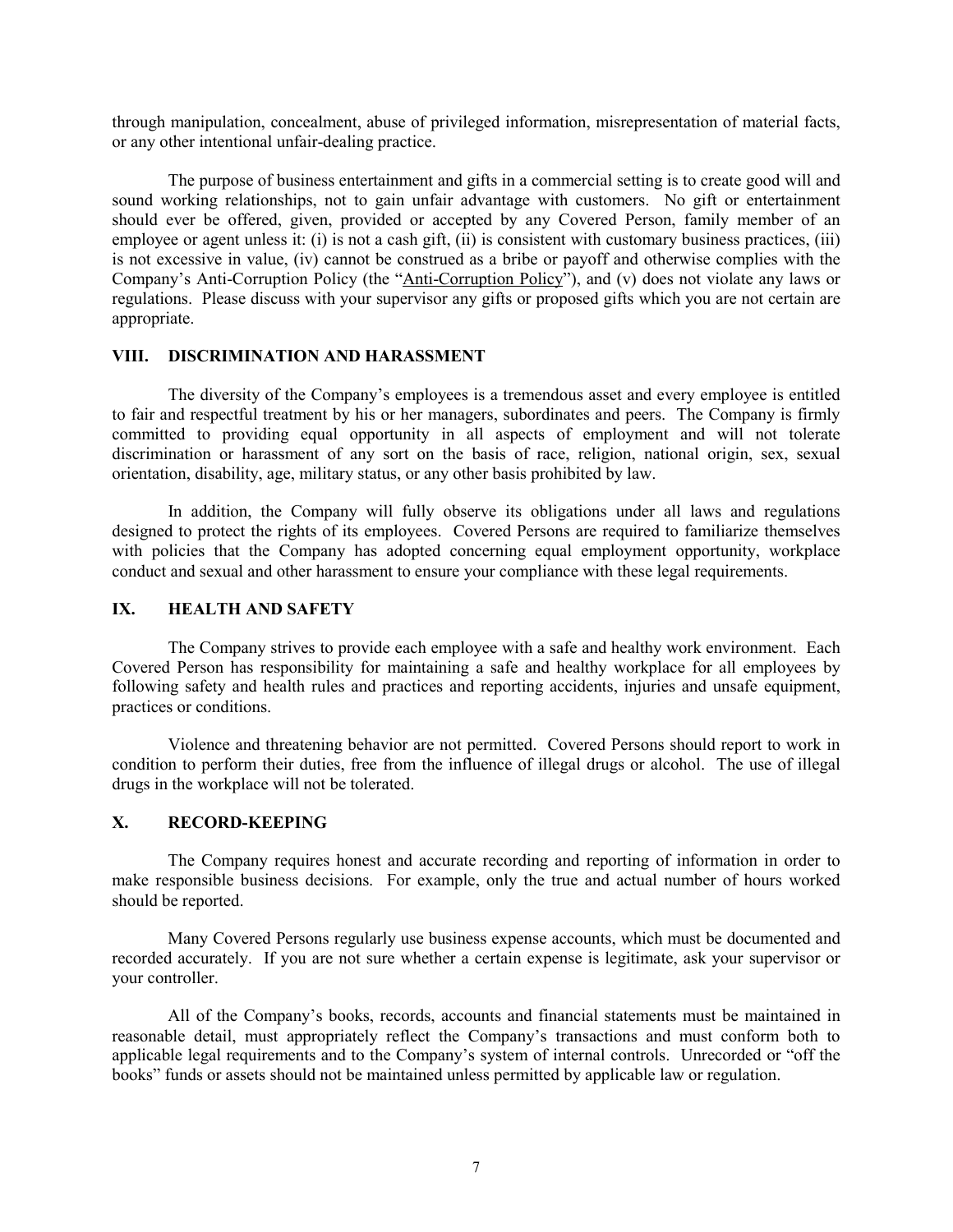through manipulation, concealment, abuse of privileged information, misrepresentation of material facts, or any other intentional unfair-dealing practice.

The purpose of business entertainment and gifts in a commercial setting is to create good will and sound working relationships, not to gain unfair advantage with customers. No gift or entertainment should ever be offered, given, provided or accepted by any Covered Person, family member of an employee or agent unless it: (i) is not a cash gift, (ii) is consistent with customary business practices, (iii) is not excessive in value, (iv) cannot be construed as a bribe or payoff and otherwise complies with the Company's Anti-Corruption Policy (the "Anti-Corruption Policy"), and (v) does not violate any laws or regulations. Please discuss with your supervisor any gifts or proposed gifts which you are not certain are appropriate.

## VIII. DISCRIMINATION AND HARASSMENT

The diversity of the Company's employees is a tremendous asset and every employee is entitled to fair and respectful treatment by his or her managers, subordinates and peers. The Company is firmly committed to providing equal opportunity in all aspects of employment and will not tolerate discrimination or harassment of any sort on the basis of race, religion, national origin, sex, sexual orientation, disability, age, military status, or any other basis prohibited by law.

In addition, the Company will fully observe its obligations under all laws and regulations designed to protect the rights of its employees. Covered Persons are required to familiarize themselves with policies that the Company has adopted concerning equal employment opportunity, workplace conduct and sexual and other harassment to ensure your compliance with these legal requirements.

## IX. HEALTH AND SAFETY

The Company strives to provide each employee with a safe and healthy work environment. Each Covered Person has responsibility for maintaining a safe and healthy workplace for all employees by following safety and health rules and practices and reporting accidents, injuries and unsafe equipment, practices or conditions.

Violence and threatening behavior are not permitted. Covered Persons should report to work in condition to perform their duties, free from the influence of illegal drugs or alcohol. The use of illegal drugs in the workplace will not be tolerated.

## X. RECORD-KEEPING

The Company requires honest and accurate recording and reporting of information in order to make responsible business decisions. For example, only the true and actual number of hours worked should be reported.

Many Covered Persons regularly use business expense accounts, which must be documented and recorded accurately. If you are not sure whether a certain expense is legitimate, ask your supervisor or your controller.

All of the Company's books, records, accounts and financial statements must be maintained in reasonable detail, must appropriately reflect the Company's transactions and must conform both to applicable legal requirements and to the Company's system of internal controls. Unrecorded or "off the books" funds or assets should not be maintained unless permitted by applicable law or regulation.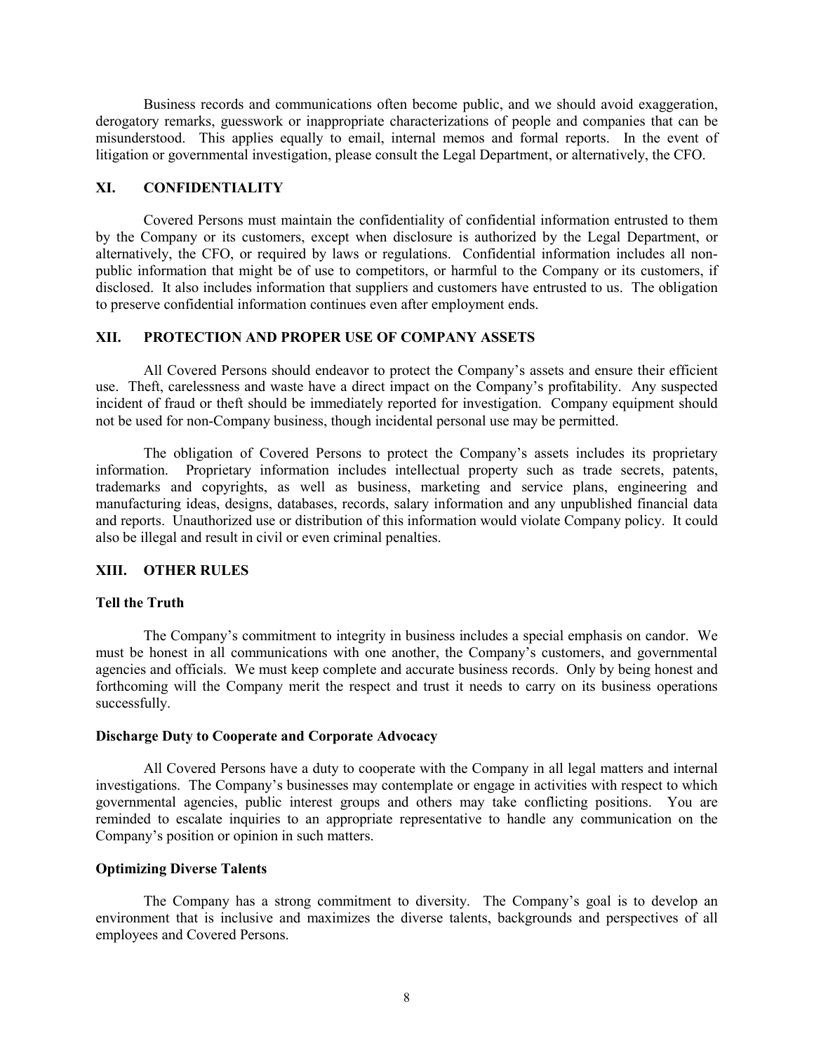Business records and communications often become public, and we should avoid exaggeration, derogatory remarks, guesswork or inappropriate characterizations of people and companies that can be misunderstood. This applies equally to email, internal memos and formal reports. In the event of litigation or governmental investigation, please consult the Legal Department, or alternatively, the CFO.

## XI. CONFIDENTIALITY

Covered Persons must maintain the confidentiality of confidential information entrusted to them by the Company or its customers, except when disclosure is authorized by the Legal Department, or alternatively, the CFO, or required by laws or regulations. Confidential information includes all non-public information that might be of use to competitors, or harmful to the Company or its customers, if disclosed. It also includes information that suppliers and customers have entrusted to us. The obligation to preserve confidential information continues even after employment ends.

## XII. PROTECTION AND PROPER USE OF COMPANY ASSETS

All Covered Persons should endeavor to protect the Company's assets and ensure their efficient use. Theft, carelessness and waste have a direct impact on the Company's profitability. Any suspected incident of fraud or theft should be immediately reported for investigation. Company equipment should not be used for non-Company business, though incidental personal use may be permitted.

The obligation of Covered Persons to protect the Company's assets includes its proprietary information. Proprietary information includes intellectual property such as trade secrets, patents, trademarks and copyrights, as well as business, marketing and service plans, engineering and manufacturing ideas, designs, databases, records, salary information and any unpublished financial data and reports. Unauthorized use or distribution of this information would violate Company policy. It could also be illegal and result in civil or even criminal penalties.

## XIII. OTHER RULES

### Tell the Truth

The Company's commitment to integrity in business includes a special emphasis on candor. We must be honest in all communications with one another, the Company's customers, and governmental agencies and officials. We must keep complete and accurate business records. Only by being honest and forthcoming will the Company merit the respect and trust it needs to carry on its business operations successfully.

### Discharge Duty to Cooperate and Corporate Advocacy

All Covered Persons have a duty to cooperate with the Company in all legal matters and internal investigations. The Company's businesses may contemplate or engage in activities with respect to which governmental agencies, public interest groups and others may take conflicting positions. You are reminded to escalate inquiries to an appropriate representative to handle any communication on the Company's position or opinion in such matters.

### Optimizing Diverse Talents

The Company has a strong commitment to diversity. The Company's goal is to develop an environment that is inclusive and maximizes the diverse talents, backgrounds and perspectives of all employees and Covered Persons.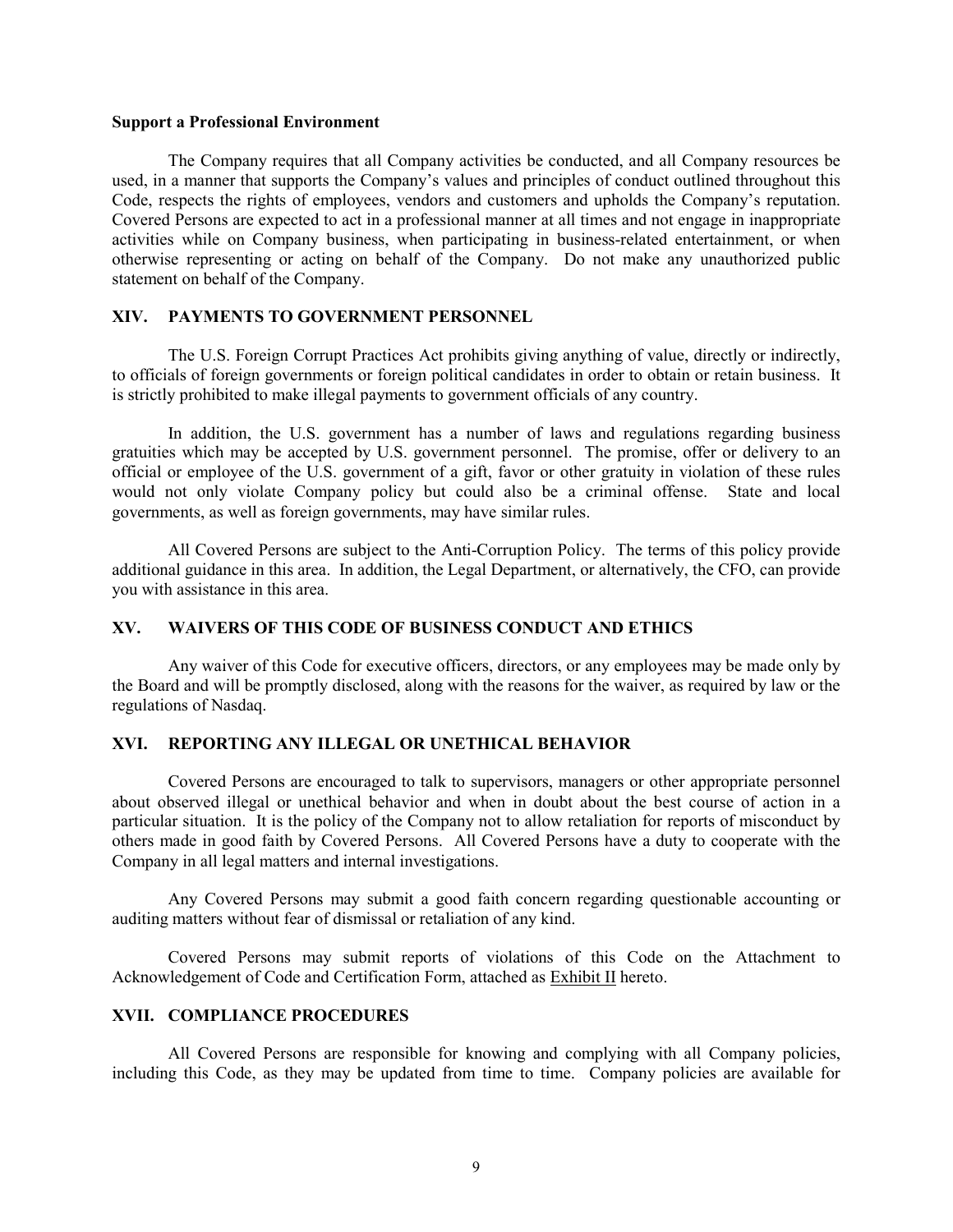**Support a Professional Environment**

The Company requires that all Company activities be conducted, and all Company resources be used, in a manner that supports the Company's values and principles of conduct outlined throughout this Code, respects the rights of employees, vendors and customers and upholds the Company's reputation. Covered Persons are expected to act in a professional manner at all times and not engage in inappropriate activities while on Company business, when participating in business-related entertainment, or when otherwise representing or acting on behalf of the Company. Do not make any unauthorized public statement on behalf of the Company.

## XIV. PAYMENTS TO GOVERNMENT PERSONNEL

The U.S. Foreign Corrupt Practices Act prohibits giving anything of value, directly or indirectly, to officials of foreign governments or foreign political candidates in order to obtain or retain business. It is strictly prohibited to make illegal payments to government officials of any country.

In addition, the U.S. government has a number of laws and regulations regarding business gratuities which may be accepted by U.S. government personnel. The promise, offer or delivery to an official or employee of the U.S. government of a gift, favor or other gratuity in violation of these rules would not only violate Company policy but could also be a criminal offense. State and local governments, as well as foreign governments, may have similar rules.

All Covered Persons are subject to the Anti-Corruption Policy. The terms of this policy provide additional guidance in this area. In addition, the Legal Department, or alternatively, the CFO, can provide you with assistance in this area.

## XV. WAIVERS OF THIS CODE OF BUSINESS CONDUCT AND ETHICS

Any waiver of this Code for executive officers, directors, or any employees may be made only by the Board and will be promptly disclosed, along with the reasons for the waiver, as required by law or the regulations of Nasdaq.

## XVI. REPORTING ANY ILLEGAL OR UNETHICAL BEHAVIOR

Covered Persons are encouraged to talk to supervisors, managers or other appropriate personnel about observed illegal or unethical behavior and when in doubt about the best course of action in a particular situation. It is the policy of the Company not to allow retaliation for reports of misconduct by others made in good faith by Covered Persons. All Covered Persons have a duty to cooperate with the Company in all legal matters and internal investigations.

Any Covered Persons may submit a good faith concern regarding questionable accounting or auditing matters without fear of dismissal or retaliation of any kind.

Covered Persons may submit reports of violations of this Code on the Attachment to Acknowledgement of Code and Certification Form, attached as Exhibit II hereto.

## XVII. COMPLIANCE PROCEDURES

All Covered Persons are responsible for knowing and complying with all Company policies, including this Code, as they may be updated from time to time. Company policies are available for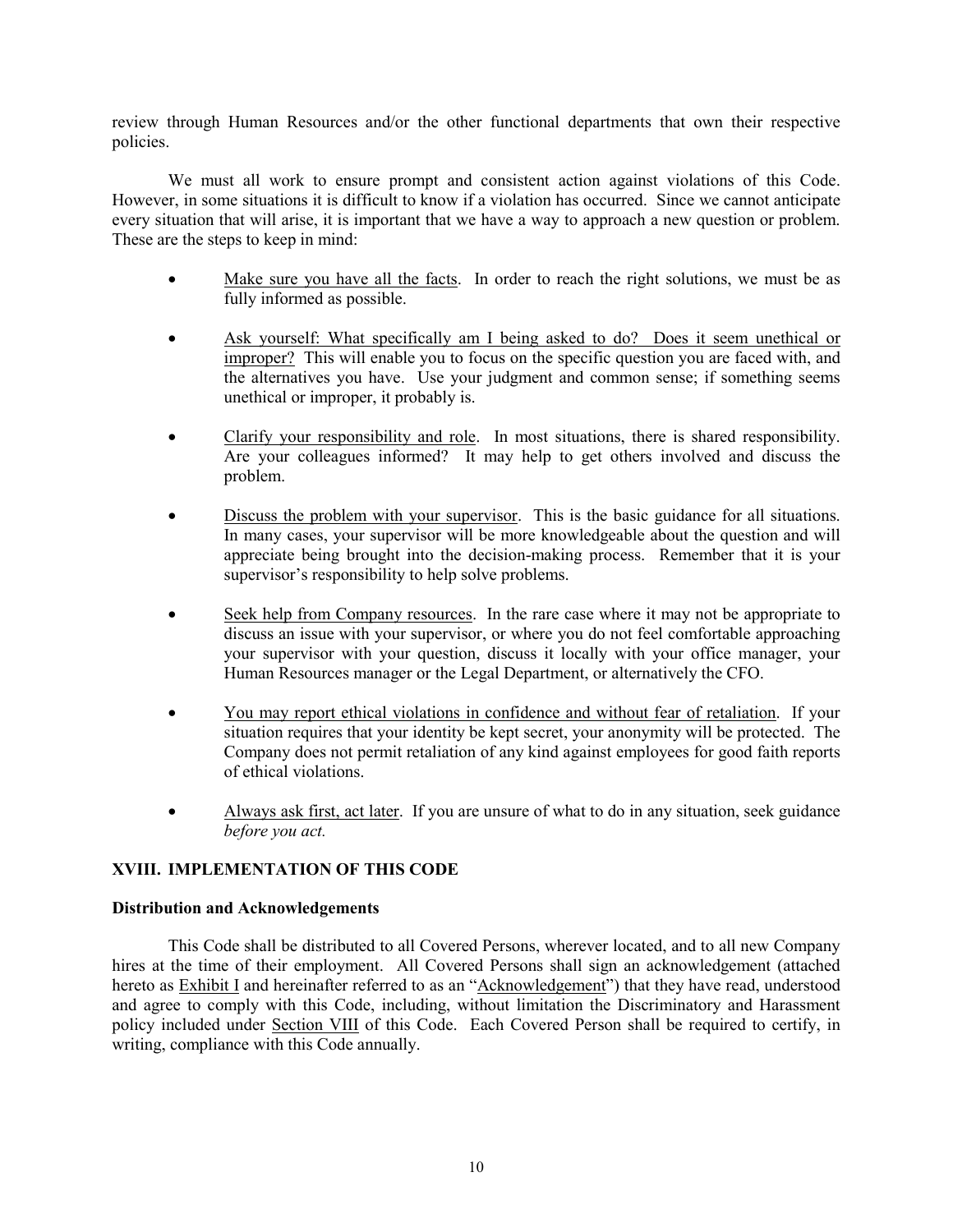review through Human Resources and/or the other functional departments that own their respective policies.

We must all work to ensure prompt and consistent action against violations of this Code. However, in some situations it is difficult to know if a violation has occurred. Since we cannot anticipate every situation that will arise, it is important that we have a way to approach a new question or problem. These are the steps to keep in mind:

- Make sure you have all the facts. In order to reach the right solutions, we must be as fully informed as possible.
- Ask yourself: What specifically am I being asked to do? Does it seem unethical or improper? This will enable you to focus on the specific question you are faced with, and the alternatives you have. Use your judgment and common sense; if something seems unethical or improper, it probably is.
- Clarify your responsibility and role. In most situations, there is shared responsibility. Are your colleagues informed? It may help to get others involved and discuss the problem.
- Discuss the problem with your supervisor. This is the basic guidance for all situations. In many cases, your supervisor will be more knowledgeable about the question and will appreciate being brought into the decision-making process. Remember that it is your supervisor's responsibility to help solve problems.
- Seek help from Company resources. In the rare case where it may not be appropriate to discuss an issue with your supervisor, or where you do not feel comfortable approaching your supervisor with your question, discuss it locally with your office manager, your Human Resources manager or the Legal Department, or alternatively the CFO.
- You may report ethical violations in confidence and without fear of retaliation. If your situation requires that your identity be kept secret, your anonymity will be protected. The Company does not permit retaliation of any kind against employees for good faith reports of ethical violations.
- Always ask first, act later. If you are unsure of what to do in any situation, seek guidance *before you act.*

## XVIII. IMPLEMENTATION OF THIS CODE

### Distribution and Acknowledgements

This Code shall be distributed to all Covered Persons, wherever located, and to all new Company hires at the time of their employment. All Covered Persons shall sign an acknowledgement (attached hereto as Exhibit I and hereinafter referred to as an "Acknowledgement") that they have read, understood and agree to comply with this Code, including, without limitation the Discriminatory and Harassment policy included under Section VIII of this Code. Each Covered Person shall be required to certify, in writing, compliance with this Code annually.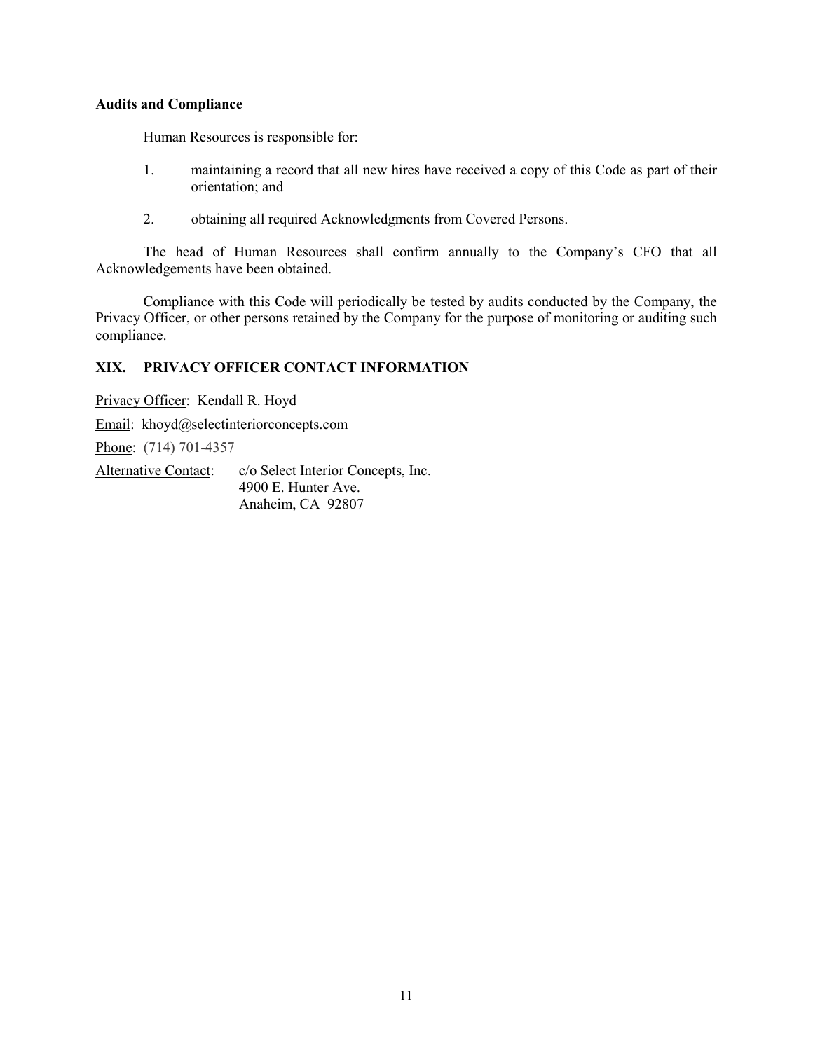**Audits and Compliance**

Human Resources is responsible for:

1. maintaining a record that all new hires have received a copy of this Code as part of their orientation; and

2. obtaining all required Acknowledgments from Covered Persons.

The head of Human Resources shall confirm annually to the Company's CFO that all Acknowledgements have been obtained.

Compliance with this Code will periodically be tested by audits conducted by the Company, the Privacy Officer, or other persons retained by the Company for the purpose of monitoring or auditing such compliance.

## XIX. PRIVACY OFFICER CONTACT INFORMATION

Privacy Officer: Kendall R. Hoyd

Email: khoyd@selectinteriorconcepts.com

Phone: (714) 701-4357

Alternative Contact: c/o Select Interior Concepts, Inc.
4900 E. Hunter Ave.
Anaheim, CA 92807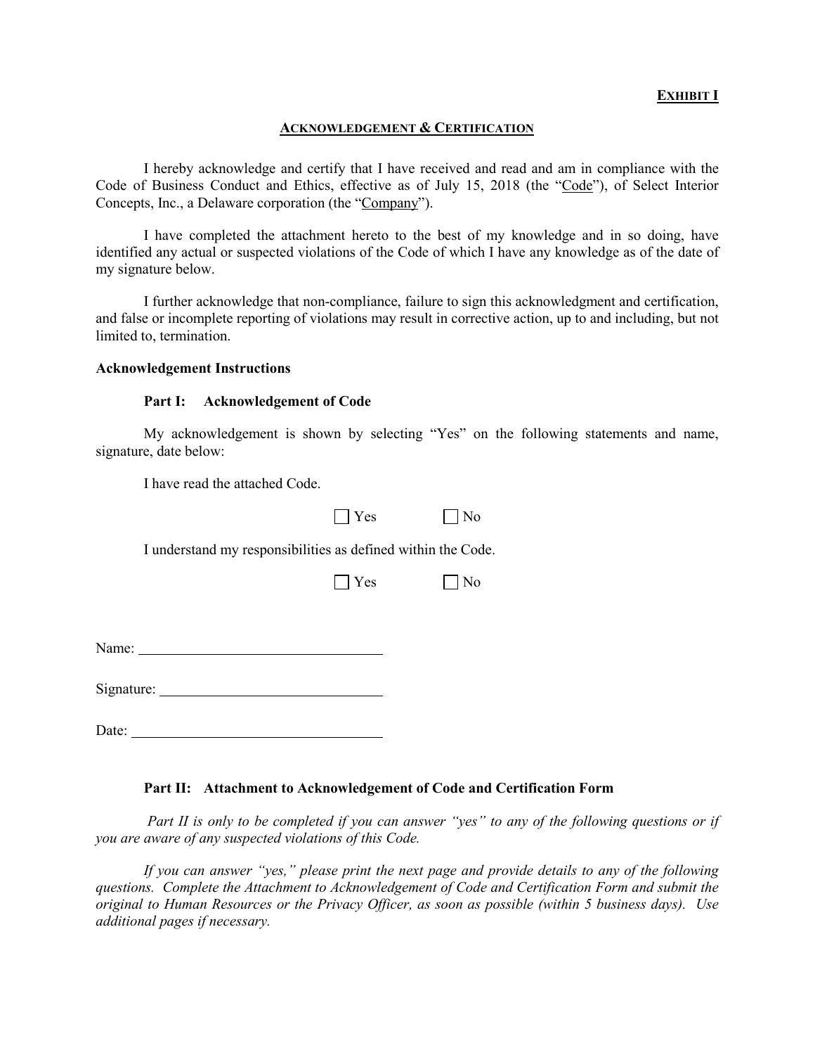**EXHIBIT I**

**ACKNOWLEDGEMENT & CERTIFICATION**

I hereby acknowledge and certify that I have received and read and am in compliance with the Code of Business Conduct and Ethics, effective as of July 15, 2018 (the "Code"), of Select Interior Concepts, Inc., a Delaware corporation (the "Company").

I have completed the attachment hereto to the best of my knowledge and in so doing, have identified any actual or suspected violations of the Code of which I have any knowledge as of the date of my signature below.

I further acknowledge that non-compliance, failure to sign this acknowledgment and certification, and false or incomplete reporting of violations may result in corrective action, up to and including, but not limited to, termination.

**Acknowledgement Instructions**

**Part I: Acknowledgement of Code**

My acknowledgement is shown by selecting "Yes" on the following statements and name, signature, date below:

I have read the attached Code.

☐ Yes ☐ No

I understand my responsibilities as defined within the Code.

☐ Yes ☐ No

Name: ______________________________

Signature: ___________________________

Date: _______________________________

**Part II: Attachment to Acknowledgement of Code and Certification Form**

*Part II is only to be completed if you can answer "yes" to any of the following questions or if you are aware of any suspected violations of this Code.*

*If you can answer "yes," please print the next page and provide details to any of the following questions. Complete the Attachment to Acknowledgement of Code and Certification Form and submit the original to Human Resources or the Privacy Officer, as soon as possible (within 5 business days). Use additional pages if necessary.*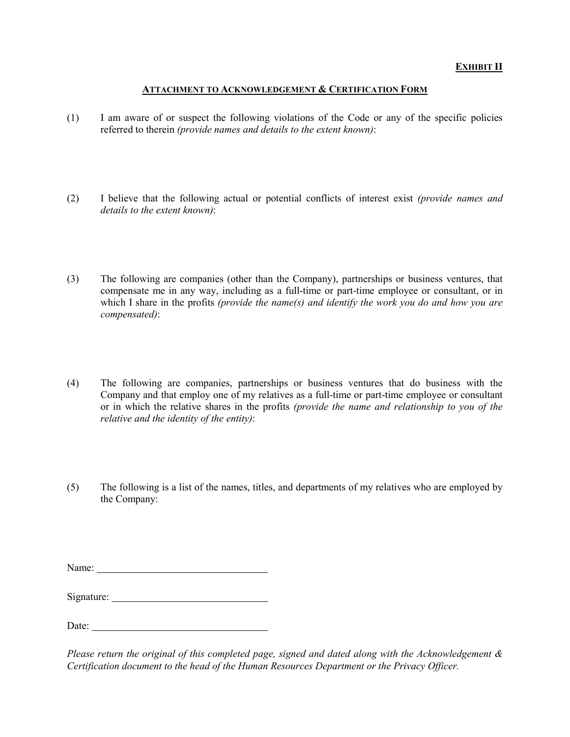**EXHIBIT II**

**ATTACHMENT TO ACKNOWLEDGEMENT & CERTIFICATION FORM**

(1) I am aware of or suspect the following violations of the Code or any of the specific policies referred to therein *(provide names and details to the extent known)*:

(2) I believe that the following actual or potential conflicts of interest exist *(provide names and details to the extent known)*:

(3) The following are companies (other than the Company), partnerships or business ventures, that compensate me in any way, including as a full-time or part-time employee or consultant, or in which I share in the profits *(provide the name(s) and identify the work you do and how you are compensated)*:

(4) The following are companies, partnerships or business ventures that do business with the Company and that employ one of my relatives as a full-time or part-time employee or consultant or in which the relative shares in the profits *(provide the name and relationship to you of the relative and the identity of the entity)*:

(5) The following is a list of the names, titles, and departments of my relatives who are employed by the Company:

Name: \_\_\_\_\_\_\_\_\_\_\_\_\_\_\_\_\_\_\_\_\_\_\_\_\_\_\_\_\_\_

Signature: \_\_\_\_\_\_\_\_\_\_\_\_\_\_\_\_\_\_\_\_\_\_\_\_\_\_\_\_

Date: \_\_\_\_\_\_\_\_\_\_\_\_\_\_\_\_\_\_\_\_\_\_\_\_\_\_\_\_\_\_

*Please return the original of this completed page, signed and dated along with the Acknowledgement & Certification document to the head of the Human Resources Department or the Privacy Officer.*